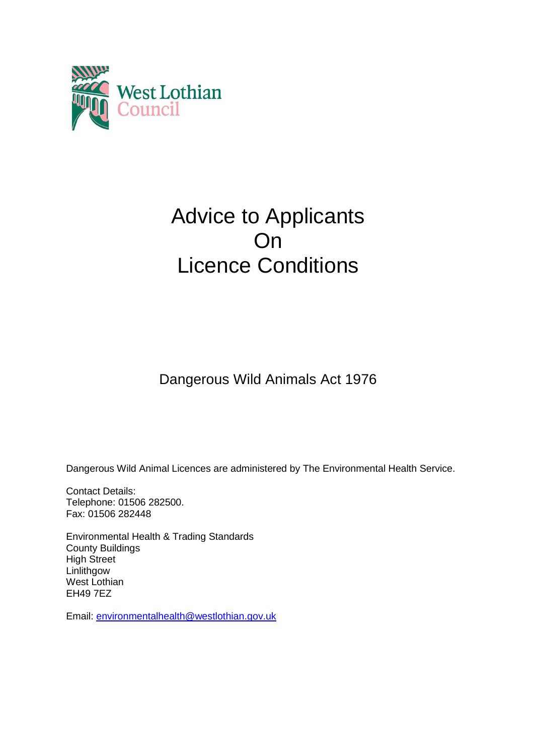West Lothian Council

# Advice to Applicants On Licence Conditions

## Dangerous Wild Animals Act 1976

Dangerous Wild Animal Licences are administered by The Environmental Health Service.

Contact Details:
Telephone: 01506 282500.
Fax: 01506 282448

Environmental Health & Trading Standards
County Buildings
High Street
Linlithgow
West Lothian
EH49 7EZ

Email: environmentalhealth@westlothian.gov.uk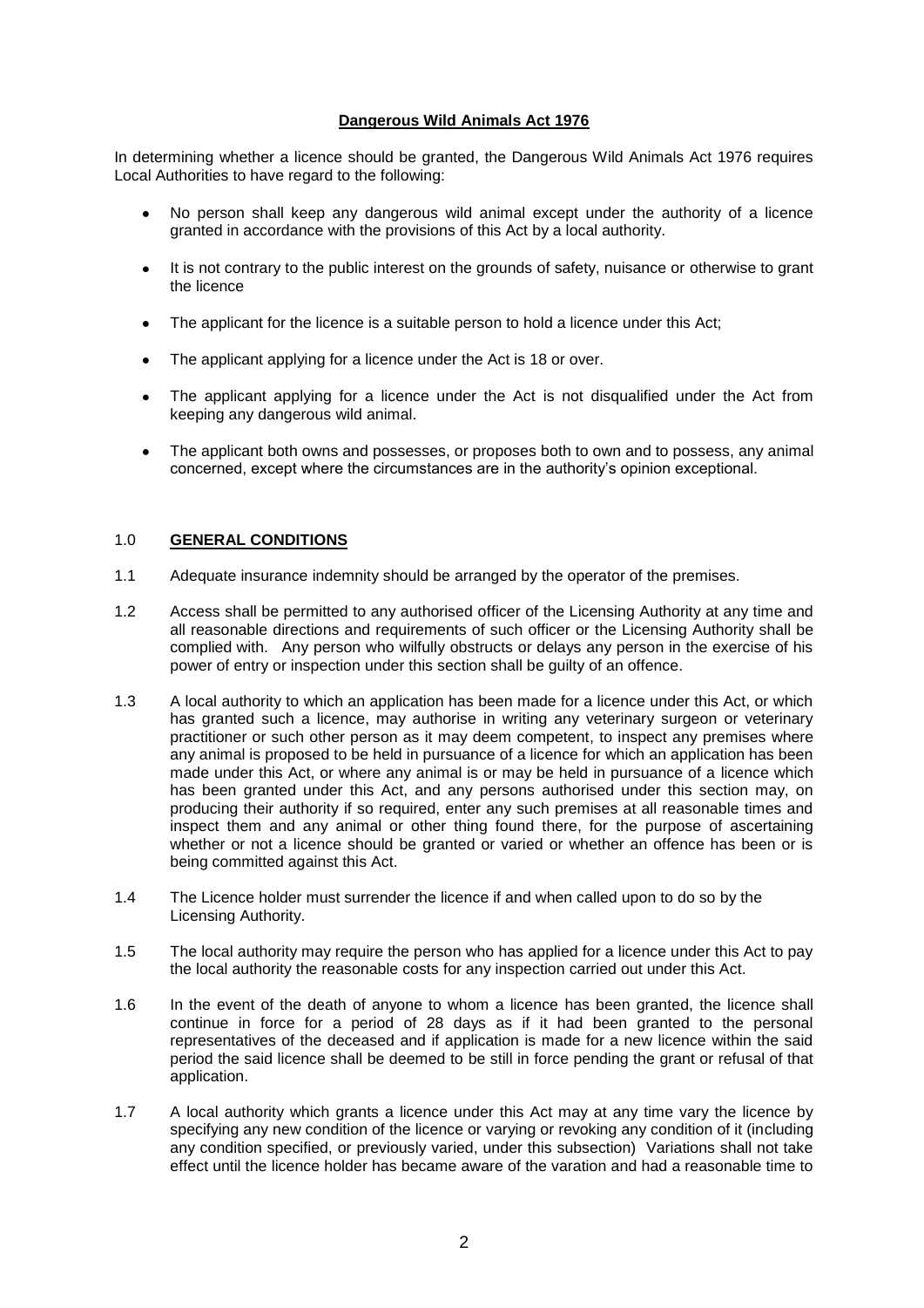**Dangerous Wild Animals Act 1976**

In determining whether a licence should be granted, the Dangerous Wild Animals Act 1976 requires Local Authorities to have regard to the following:

- No person shall keep any dangerous wild animal except under the authority of a licence granted in accordance with the provisions of this Act by a local authority.
- It is not contrary to the public interest on the grounds of safety, nuisance or otherwise to grant the licence
- The applicant for the licence is a suitable person to hold a licence under this Act;
- The applicant applying for a licence under the Act is 18 or over.
- The applicant applying for a licence under the Act is not disqualified under the Act from keeping any dangerous wild animal.
- The applicant both owns and possesses, or proposes both to own and to possess, any animal concerned, except where the circumstances are in the authority's opinion exceptional.

## 1.0 **GENERAL CONDITIONS**

1.1 Adequate insurance indemnity should be arranged by the operator of the premises.

1.2 Access shall be permitted to any authorised officer of the Licensing Authority at any time and all reasonable directions and requirements of such officer or the Licensing Authority shall be complied with. Any person who wilfully obstructs or delays any person in the exercise of his power of entry or inspection under this section shall be guilty of an offence.

1.3 A local authority to which an application has been made for a licence under this Act, or which has granted such a licence, may authorise in writing any veterinary surgeon or veterinary practitioner or such other person as it may deem competent, to inspect any premises where any animal is proposed to be held in pursuance of a licence for which an application has been made under this Act, or where any animal is or may be held in pursuance of a licence which has been granted under this Act, and any persons authorised under this section may, on producing their authority if so required, enter any such premises at all reasonable times and inspect them and any animal or other thing found there, for the purpose of ascertaining whether or not a licence should be granted or varied or whether an offence has been or is being committed against this Act.

1.4 The Licence holder must surrender the licence if and when called upon to do so by the Licensing Authority.

1.5 The local authority may require the person who has applied for a licence under this Act to pay the local authority the reasonable costs for any inspection carried out under this Act.

1.6 In the event of the death of anyone to whom a licence has been granted, the licence shall continue in force for a period of 28 days as if it had been granted to the personal representatives of the deceased and if application is made for a new licence within the said period the said licence shall be deemed to be still in force pending the grant or refusal of that application.

1.7 A local authority which grants a licence under this Act may at any time vary the licence by specifying any new condition of the licence or varying or revoking any condition of it (including any condition specified, or previously varied, under this subsection) Variations shall not take effect until the licence holder has became aware of the varation and had a reasonable time to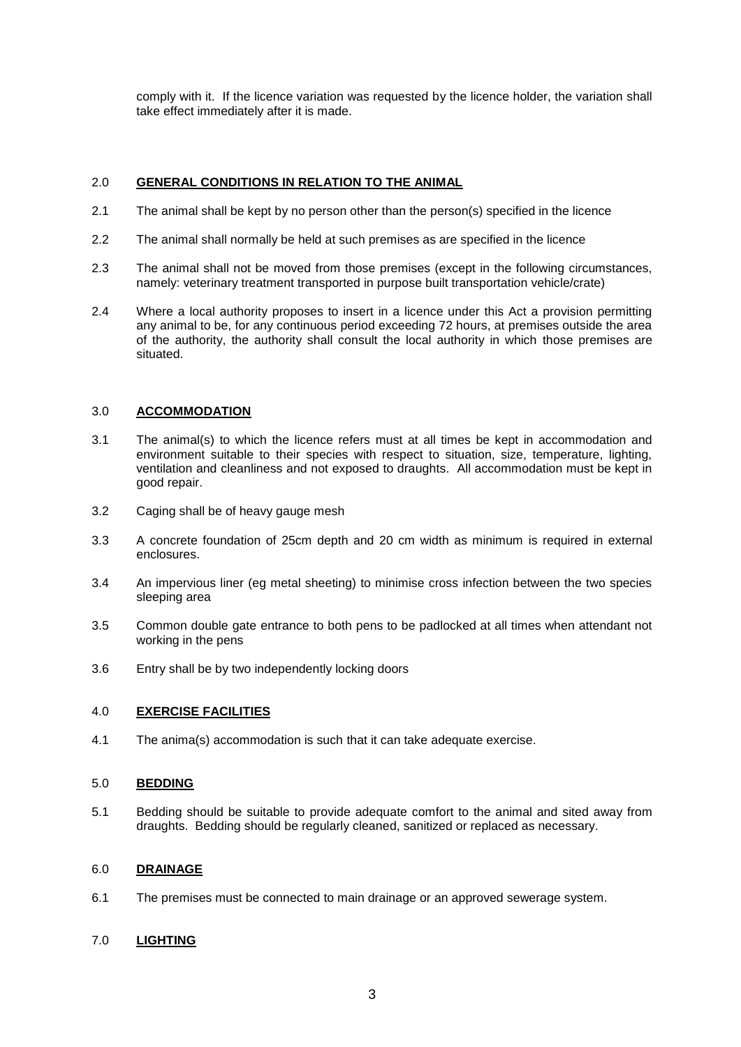comply with it. If the licence variation was requested by the licence holder, the variation shall take effect immediately after it is made.

## 2.0 **GENERAL CONDITIONS IN RELATION TO THE ANIMAL**

2.1 The animal shall be kept by no person other than the person(s) specified in the licence

2.2 The animal shall normally be held at such premises as are specified in the licence

2.3 The animal shall not be moved from those premises (except in the following circumstances, namely: veterinary treatment transported in purpose built transportation vehicle/crate)

2.4 Where a local authority proposes to insert in a licence under this Act a provision permitting any animal to be, for any continuous period exceeding 72 hours, at premises outside the area of the authority, the authority shall consult the local authority in which those premises are situated.

## 3.0 **ACCOMMODATION**

3.1 The animal(s) to which the licence refers must at all times be kept in accommodation and environment suitable to their species with respect to situation, size, temperature, lighting, ventilation and cleanliness and not exposed to draughts. All accommodation must be kept in good repair.

3.2 Caging shall be of heavy gauge mesh

3.3 A concrete foundation of 25cm depth and 20 cm width as minimum is required in external enclosures.

3.4 An impervious liner (eg metal sheeting) to minimise cross infection between the two species sleeping area

3.5 Common double gate entrance to both pens to be padlocked at all times when attendant not working in the pens

3.6 Entry shall be by two independently locking doors

## 4.0 **EXERCISE FACILITIES**

4.1 The anima(s) accommodation is such that it can take adequate exercise.

## 5.0 **BEDDING**

5.1 Bedding should be suitable to provide adequate comfort to the animal and sited away from draughts. Bedding should be regularly cleaned, sanitized or replaced as necessary.

## 6.0 **DRAINAGE**

6.1 The premises must be connected to main drainage or an approved sewerage system.

## 7.0 **LIGHTING**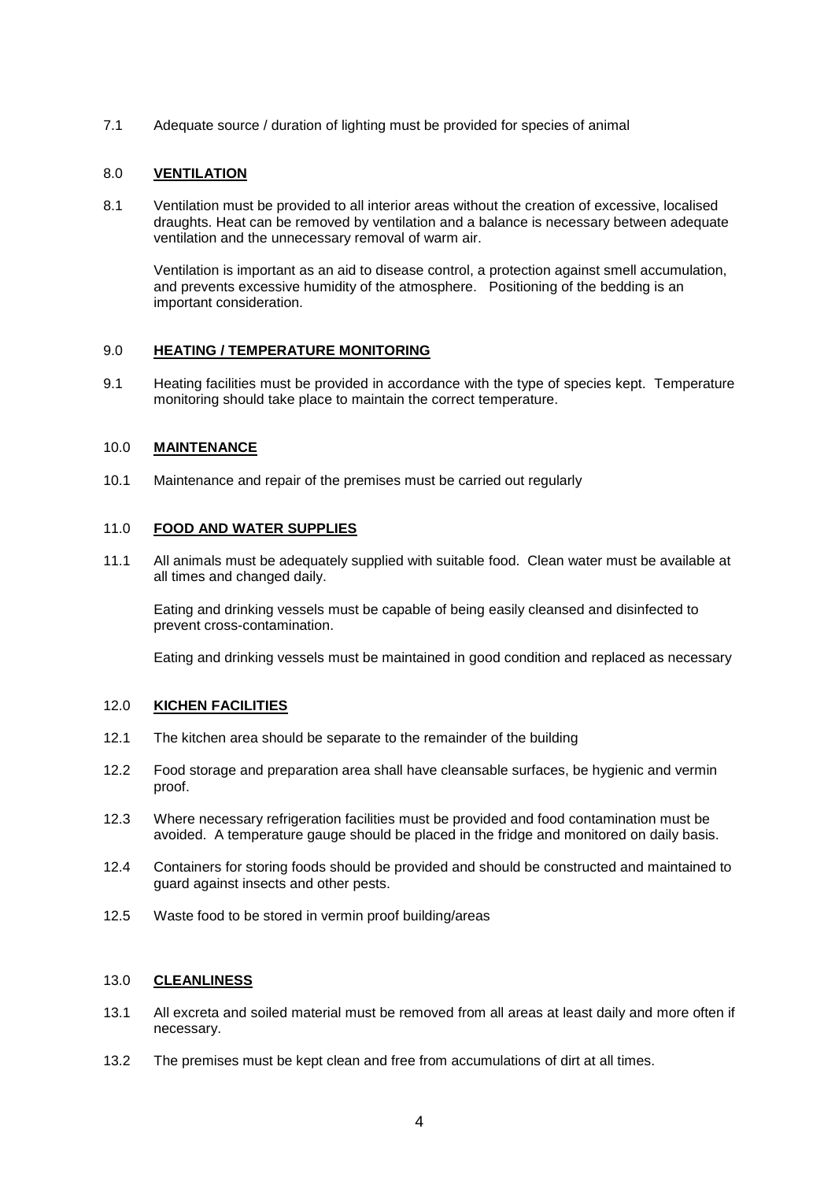7.1 Adequate source / duration of lighting must be provided for species of animal

## 8.0 VENTILATION

8.1 Ventilation must be provided to all interior areas without the creation of excessive, localised draughts. Heat can be removed by ventilation and a balance is necessary between adequate ventilation and the unnecessary removal of warm air.

Ventilation is important as an aid to disease control, a protection against smell accumulation, and prevents excessive humidity of the atmosphere. Positioning of the bedding is an important consideration.

## 9.0 HEATING / TEMPERATURE MONITORING

9.1 Heating facilities must be provided in accordance with the type of species kept. Temperature monitoring should take place to maintain the correct temperature.

## 10.0 MAINTENANCE

10.1 Maintenance and repair of the premises must be carried out regularly

## 11.0 FOOD AND WATER SUPPLIES

11.1 All animals must be adequately supplied with suitable food. Clean water must be available at all times and changed daily.

Eating and drinking vessels must be capable of being easily cleansed and disinfected to prevent cross-contamination.

Eating and drinking vessels must be maintained in good condition and replaced as necessary

## 12.0 KICHEN FACILITIES

12.1 The kitchen area should be separate to the remainder of the building

12.2 Food storage and preparation area shall have cleansable surfaces, be hygienic and vermin proof.

12.3 Where necessary refrigeration facilities must be provided and food contamination must be avoided. A temperature gauge should be placed in the fridge and monitored on daily basis.

12.4 Containers for storing foods should be provided and should be constructed and maintained to guard against insects and other pests.

12.5 Waste food to be stored in vermin proof building/areas

## 13.0 CLEANLINESS

13.1 All excreta and soiled material must be removed from all areas at least daily and more often if necessary.

13.2 The premises must be kept clean and free from accumulations of dirt at all times.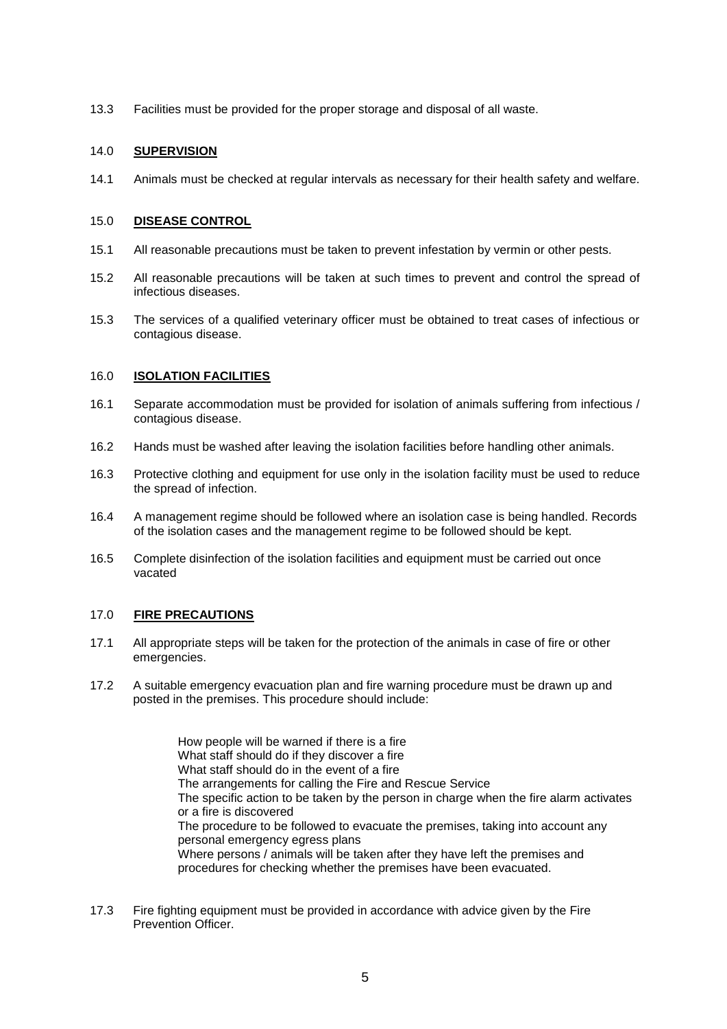13.3 Facilities must be provided for the proper storage and disposal of all waste.

## 14.0 **SUPERVISION**

14.1 Animals must be checked at regular intervals as necessary for their health safety and welfare.

## 15.0 **DISEASE CONTROL**

15.1 All reasonable precautions must be taken to prevent infestation by vermin or other pests.

15.2 All reasonable precautions will be taken at such times to prevent and control the spread of infectious diseases.

15.3 The services of a qualified veterinary officer must be obtained to treat cases of infectious or contagious disease.

## 16.0 **ISOLATION FACILITIES**

16.1 Separate accommodation must be provided for isolation of animals suffering from infectious / contagious disease.

16.2 Hands must be washed after leaving the isolation facilities before handling other animals.

16.3 Protective clothing and equipment for use only in the isolation facility must be used to reduce the spread of infection.

16.4 A management regime should be followed where an isolation case is being handled. Records of the isolation cases and the management regime to be followed should be kept.

16.5 Complete disinfection of the isolation facilities and equipment must be carried out once vacated

## 17.0 **FIRE PRECAUTIONS**

17.1 All appropriate steps will be taken for the protection of the animals in case of fire or other emergencies.

17.2 A suitable emergency evacuation plan and fire warning procedure must be drawn up and posted in the premises. This procedure should include:

How people will be warned if there is a fire
What staff should do if they discover a fire
What staff should do in the event of a fire
The arrangements for calling the Fire and Rescue Service
The specific action to be taken by the person in charge when the fire alarm activates or a fire is discovered
The procedure to be followed to evacuate the premises, taking into account any personal emergency egress plans
Where persons / animals will be taken after they have left the premises and procedures for checking whether the premises have been evacuated.

17.3 Fire fighting equipment must be provided in accordance with advice given by the Fire Prevention Officer.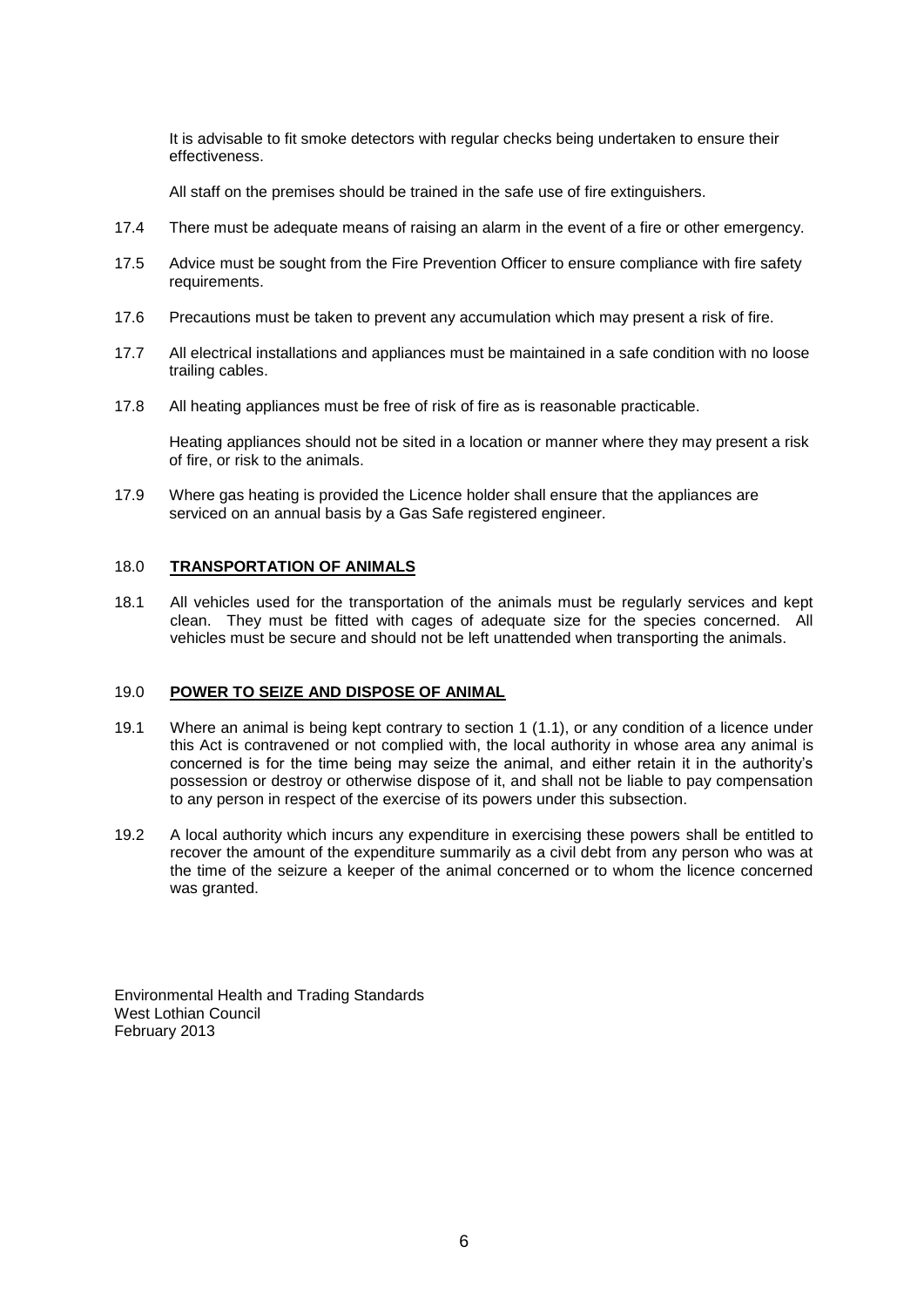It is advisable to fit smoke detectors with regular checks being undertaken to ensure their effectiveness.

All staff on the premises should be trained in the safe use of fire extinguishers.

17.4 There must be adequate means of raising an alarm in the event of a fire or other emergency.

17.5 Advice must be sought from the Fire Prevention Officer to ensure compliance with fire safety requirements.

17.6 Precautions must be taken to prevent any accumulation which may present a risk of fire.

17.7 All electrical installations and appliances must be maintained in a safe condition with no loose trailing cables.

17.8 All heating appliances must be free of risk of fire as is reasonable practicable.

Heating appliances should not be sited in a location or manner where they may present a risk of fire, or risk to the animals.

17.9 Where gas heating is provided the Licence holder shall ensure that the appliances are serviced on an annual basis by a Gas Safe registered engineer.

## 18.0 **TRANSPORTATION OF ANIMALS**

18.1 All vehicles used for the transportation of the animals must be regularly services and kept clean. They must be fitted with cages of adequate size for the species concerned. All vehicles must be secure and should not be left unattended when transporting the animals.

## 19.0 **POWER TO SEIZE AND DISPOSE OF ANIMAL**

19.1 Where an animal is being kept contrary to section 1 (1.1), or any condition of a licence under this Act is contravened or not complied with, the local authority in whose area any animal is concerned is for the time being may seize the animal, and either retain it in the authority's possession or destroy or otherwise dispose of it, and shall not be liable to pay compensation to any person in respect of the exercise of its powers under this subsection.

19.2 A local authority which incurs any expenditure in exercising these powers shall be entitled to recover the amount of the expenditure summarily as a civil debt from any person who was at the time of the seizure a keeper of the animal concerned or to whom the licence concerned was granted.

Environmental Health and Trading Standards
West Lothian Council
February 2013